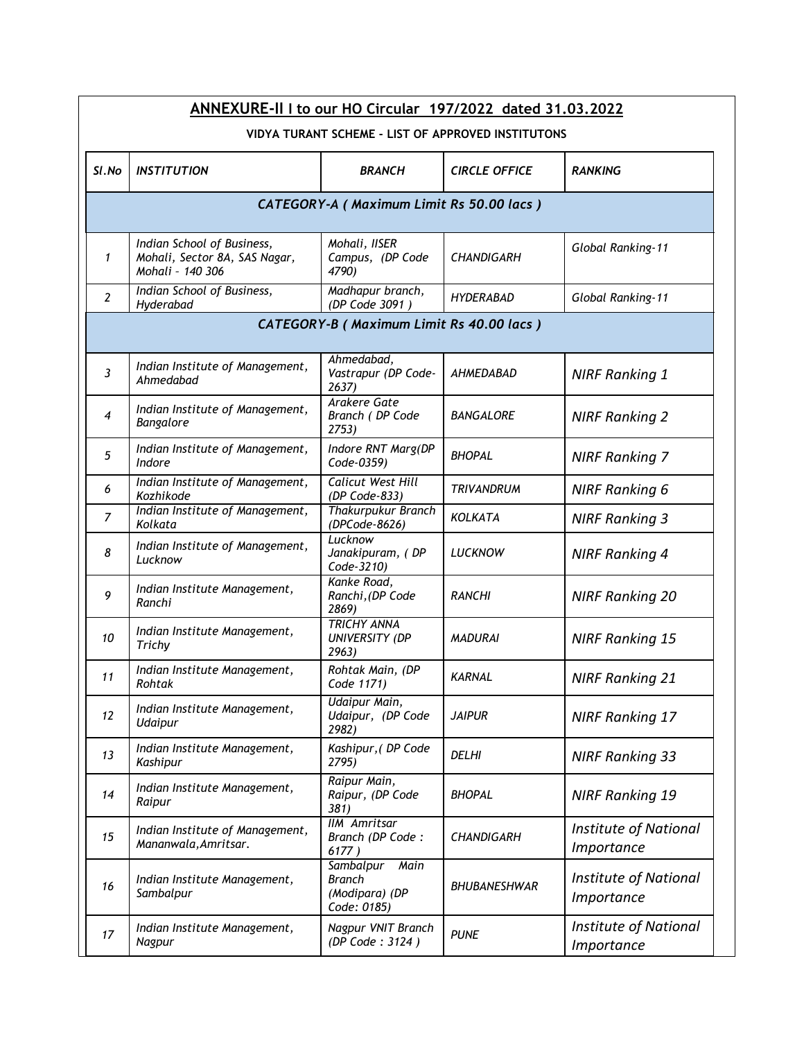## ANNEXURE-II I to our HO Circular 197/2022 dated 31.03.2022

**VIDYA TURANT SCHEME - LIST OF APPROVED INSTITUTONS**

| *Sl.No* | *INSTITUTION* | *BRANCH* | *CIRCLE OFFICE* | *RANKING* |
|---|---|---|---|---|
| ***CATEGORY-A ( Maximum Limit Rs 50.00 lacs )*** | | | | |
| *1* | *Indian School of Business, Mohali, Sector 8A, SAS Nagar, Mohali – 140 306* | *Mohali, IISER Campus, (DP Code 4790)* | *CHANDIGARH* | *Global Ranking-11* |
| *2* | *Indian School of Business, Hyderabad* | *Madhapur branch, (DP Code 3091 )* | *HYDERABAD* | *Global Ranking-11* |
| ***CATEGORY-B ( Maximum Limit Rs 40.00 lacs )*** | | | | |
| *3* | *Indian Institute of Management, Ahmedabad* | *Ahmedabad, Vastrapur (DP Code-2637)* | *AHMEDABAD* | *NIRF Ranking 1* |
| *4* | *Indian Institute of Management, Bangalore* | *Arakere Gate Branch ( DP Code 2753)* | *BANGALORE* | *NIRF Ranking 2* |
| *5* | *Indian Institute of Management, Indore* | *Indore RNT Marg(DP Code-0359)* | *BHOPAL* | *NIRF Ranking 7* |
| *6* | *Indian Institute of Management, Kozhikode* | *Calicut West Hill (DP Code-833)* | *TRIVANDRUM* | *NIRF Ranking 6* |
| *7* | *Indian Institute of Management, Kolkata* | *Thakurpukur Branch (DPCode-8626)* | *KOLKATA* | *NIRF Ranking 3* |
| *8* | *Indian Institute of Management, Lucknow* | *Lucknow Janakipuram, ( DP Code-3210)* | *LUCKNOW* | *NIRF Ranking 4* |
| *9* | *Indian Institute Management, Ranchi* | *Kanke Road, Ranchi,(DP Code 2869)* | *RANCHI* | *NIRF Ranking 20* |
| *10* | *Indian Institute Management, Trichy* | *TRICHY ANNA UNIVERSITY (DP 2963)* | *MADURAI* | *NIRF Ranking 15* |
| *11* | *Indian Institute Management, Rohtak* | *Rohtak Main, (DP Code 1171)* | *KARNAL* | *NIRF Ranking 21* |
| *12* | *Indian Institute Management, Udaipur* | *Udaipur Main, Udaipur, (DP Code 2982)* | *JAIPUR* | *NIRF Ranking 17* |
| *13* | *Indian Institute Management, Kashipur* | *Kashipur,( DP Code 2795)* | *DELHI* | *NIRF Ranking 33* |
| *14* | *Indian Institute Management, Raipur* | *Raipur Main, Raipur, (DP Code 381)* | *BHOPAL* | *NIRF Ranking 19* |
| *15* | *Indian Institute of Management, Mananwala,Amritsar.* | *IIM Amritsar Branch (DP Code : 6177 )* | *CHANDIGARH* | *Institute of National Importance* |
| *16* | *Indian Institute Management, Sambalpur* | *Sambalpur Main Branch (Modipara) (DP Code: 0185)* | *BHUBANESHWAR* | *Institute of National Importance* |
| *17* | *Indian Institute Management, Nagpur* | *Nagpur VNIT Branch (DP Code : 3124 )* | *PUNE* | *Institute of National Importance* |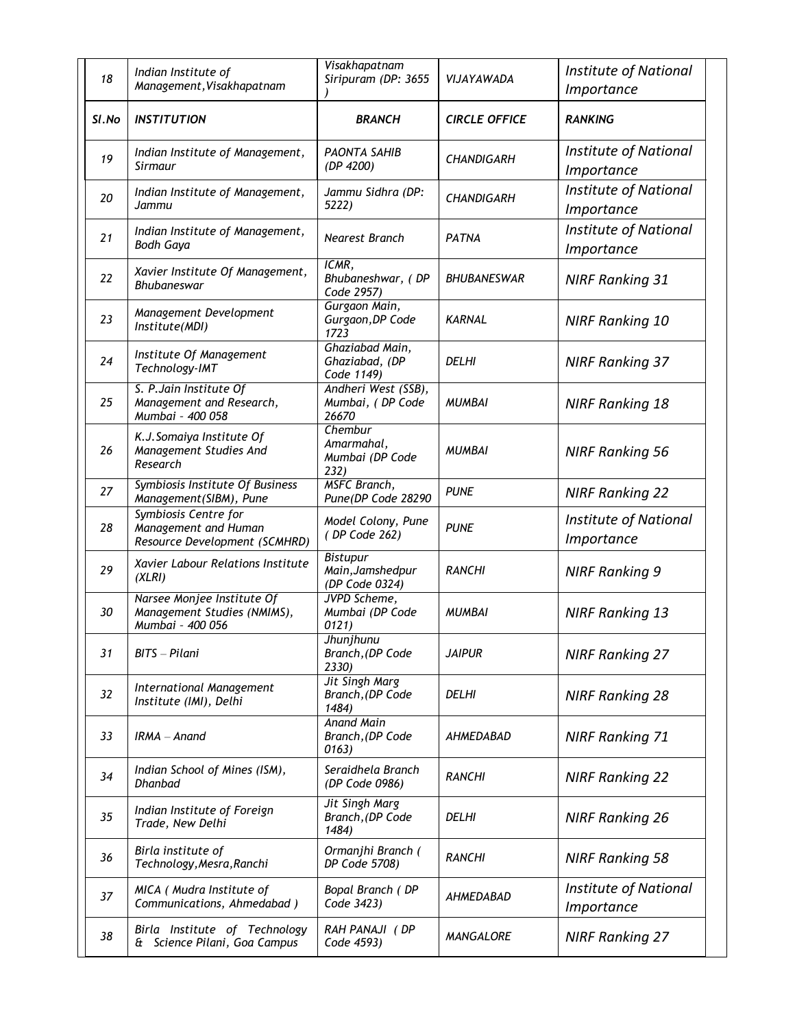| 18 | Indian Institute of Management,Visakhapatnam | Visakhapatnam Siripuram (DP: 3655 ) | VIJAYAWADA | Institute of National Importance |
|---|---|---|---|---|
| **Sl.No** | **INSTITUTION** | **BRANCH** | **CIRCLE OFFICE** | **RANKING** |
| 19 | Indian Institute of Management, Sirmaur | PAONTA SAHIB (DP 4200) | CHANDIGARH | Institute of National Importance |
| 20 | Indian Institute of Management, Jammu | Jammu Sidhra (DP: 5222) | CHANDIGARH | Institute of National Importance |
| 21 | Indian Institute of Management, Bodh Gaya | Nearest Branch | PATNA | Institute of National Importance |
| 22 | Xavier Institute Of Management, Bhubaneswar | ICMR, Bhubaneshwar, ( DP Code 2957) | BHUBANESWAR | NIRF Ranking 31 |
| 23 | Management Development Institute(MDI) | Gurgaon Main, Gurgaon,DP Code 1723 | KARNAL | NIRF Ranking 10 |
| 24 | Institute Of Management Technology-IMT | Ghaziabad Main, Ghaziabad, (DP Code 1149) | DELHI | NIRF Ranking 37 |
| 25 | S. P.Jain Institute Of Management and Research, Mumbai – 400 058 | Andheri West (SSB), Mumbai, ( DP Code 26670 | MUMBAI | NIRF Ranking 18 |
| 26 | K.J.Somaiya Institute Of Management Studies And Research | Chembur Amarmahal, Mumbai (DP Code 232) | MUMBAI | NIRF Ranking 56 |
| 27 | Symbiosis Institute Of Business Management(SIBM), Pune | MSFC Branch, Pune(DP Code 28290 | PUNE | NIRF Ranking 22 |
| 28 | Symbiosis Centre for Management and Human Resource Development (SCMHRD) | Model Colony, Pune ( DP Code 262) | PUNE | Institute of National Importance |
| 29 | Xavier Labour Relations Institute (XLRI) | Bistupur Main,Jamshedpur (DP Code 0324) | RANCHI | NIRF Ranking 9 |
| 30 | Narsee Monjee Institute Of Management Studies (NMIMS), Mumbai – 400 056 | JVPD Scheme, Mumbai (DP Code 0121) | MUMBAI | NIRF Ranking 13 |
| 31 | BITS – Pilani | Jhunjhunu Branch,(DP Code 2330) | JAIPUR | NIRF Ranking 27 |
| 32 | International Management Institute (IMI), Delhi | Jit Singh Marg Branch,(DP Code 1484) | DELHI | NIRF Ranking 28 |
| 33 | IRMA – Anand | Anand Main Branch,(DP Code 0163) | AHMEDABAD | NIRF Ranking 71 |
| 34 | Indian School of Mines (ISM), Dhanbad | Seraidhela Branch (DP Code 0986) | RANCHI | NIRF Ranking 22 |
| 35 | Indian Institute of Foreign Trade, New Delhi | Jit Singh Marg Branch,(DP Code 1484) | DELHI | NIRF Ranking 26 |
| 36 | Birla institute of Technology,Mesra,Ranchi | Ormanjhi Branch ( DP Code 5708) | RANCHI | NIRF Ranking 58 |
| 37 | MICA ( Mudra Institute of Communications, Ahmedabad ) | Bopal Branch ( DP Code 3423) | AHMEDABAD | Institute of National Importance |
| 38 | Birla Institute of Technology & Science Pilani, Goa Campus | RAH PANAJI ( DP Code 4593) | MANGALORE | NIRF Ranking 27 |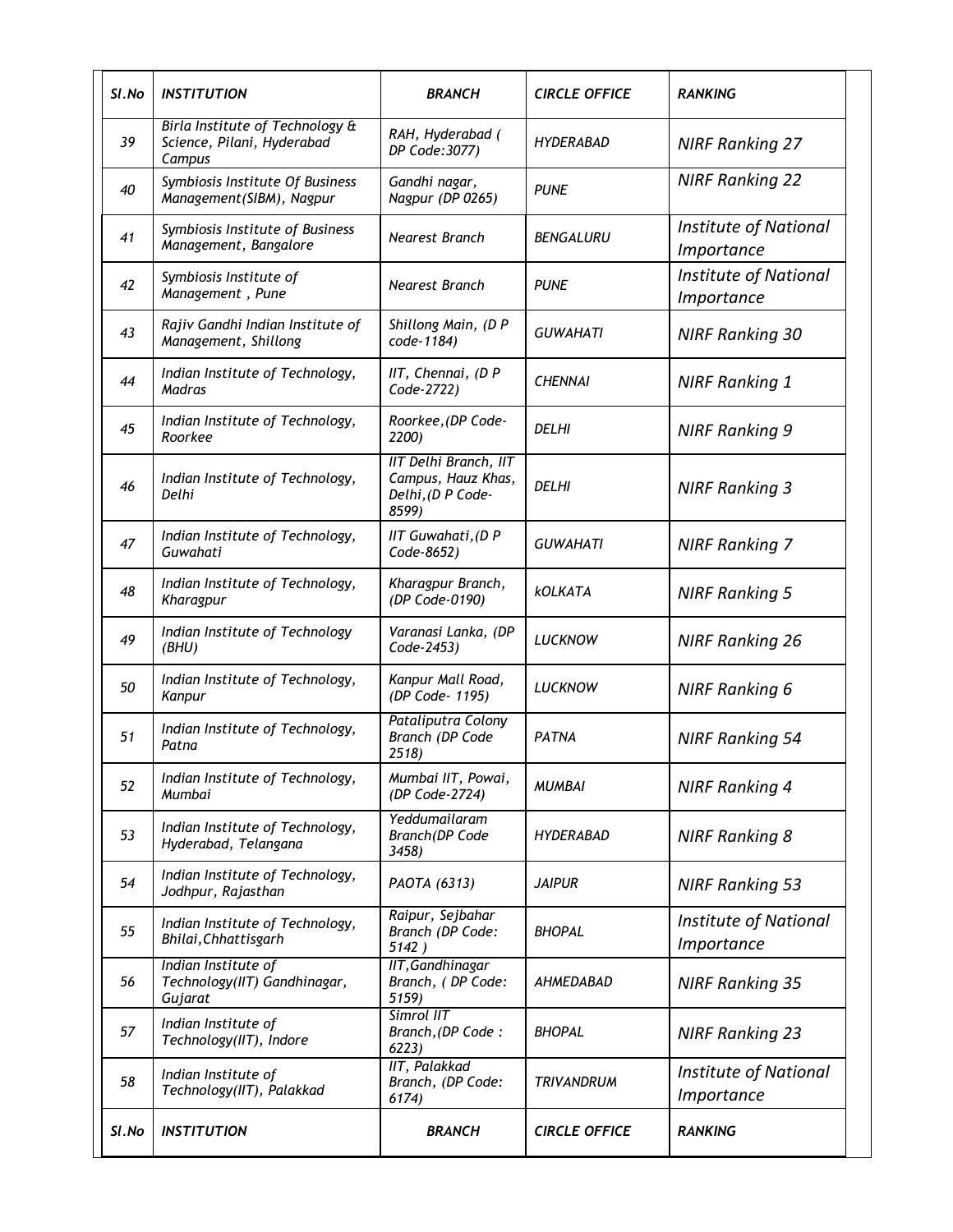| Sl.No | INSTITUTION | BRANCH | CIRCLE OFFICE | RANKING |
|---|---|---|---|---|
| 39 | Birla Institute of Technology & Science, Pilani, Hyderabad Campus | RAH, Hyderabad ( DP Code:3077) | HYDERABAD | NIRF Ranking 27 |
| 40 | Symbiosis Institute Of Business Management(SIBM), Nagpur | Gandhi nagar, Nagpur (DP 0265) | PUNE | NIRF Ranking 22 |
| 41 | Symbiosis Institute of Business Management, Bangalore | Nearest Branch | BENGALURU | Institute of National Importance |
| 42 | Symbiosis Institute of Management , Pune | Nearest Branch | PUNE | Institute of National Importance |
| 43 | Rajiv Gandhi Indian Institute of Management, Shillong | Shillong Main, (D P code-1184) | GUWAHATI | NIRF Ranking 30 |
| 44 | Indian Institute of Technology, Madras | IIT, Chennai, (D P Code-2722) | CHENNAI | NIRF Ranking 1 |
| 45 | Indian Institute of Technology, Roorkee | Roorkee,(DP Code-2200) | DELHI | NIRF Ranking 9 |
| 46 | Indian Institute of Technology, Delhi | IIT Delhi Branch, IIT Campus, Hauz Khas, Delhi,(D P Code-8599) | DELHI | NIRF Ranking 3 |
| 47 | Indian Institute of Technology, Guwahati | IIT Guwahati,(D P Code-8652) | GUWAHATI | NIRF Ranking 7 |
| 48 | Indian Institute of Technology, Kharagpur | Kharagpur Branch, (DP Code-0190) | kOLKATA | NIRF Ranking 5 |
| 49 | Indian Institute of Technology (BHU) | Varanasi Lanka, (DP Code-2453) | LUCKNOW | NIRF Ranking 26 |
| 50 | Indian Institute of Technology, Kanpur | Kanpur Mall Road, (DP Code- 1195) | LUCKNOW | NIRF Ranking 6 |
| 51 | Indian Institute of Technology, Patna | Pataliputra Colony Branch (DP Code 2518) | PATNA | NIRF Ranking 54 |
| 52 | Indian Institute of Technology, Mumbai | Mumbai IIT, Powai, (DP Code-2724) | MUMBAI | NIRF Ranking 4 |
| 53 | Indian Institute of Technology, Hyderabad, Telangana | Yeddumailaram Branch(DP Code 3458) | HYDERABAD | NIRF Ranking 8 |
| 54 | Indian Institute of Technology, Jodhpur, Rajasthan | PAOTA (6313) | JAIPUR | NIRF Ranking 53 |
| 55 | Indian Institute of Technology, Bhilai,Chhattisgarh | Raipur, Sejbahar Branch (DP Code: 5142 ) | BHOPAL | Institute of National Importance |
| 56 | Indian Institute of Technology(IIT) Gandhinagar, Gujarat | IIT,Gandhinagar Branch, ( DP Code: 5159) | AHMEDABAD | NIRF Ranking 35 |
| 57 | Indian Institute of Technology(IIT), Indore | Simrol IIT Branch,(DP Code : 6223) | BHOPAL | NIRF Ranking 23 |
| 58 | Indian Institute of Technology(IIT), Palakkad | IIT, Palakkad Branch, (DP Code: 6174) | TRIVANDRUM | Institute of National Importance |
| Sl.No | INSTITUTION | BRANCH | CIRCLE OFFICE | RANKING |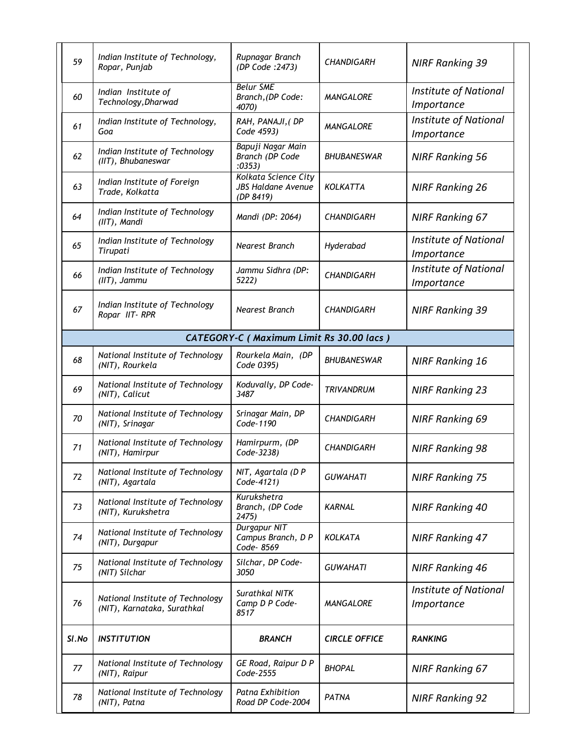| 59 | Indian Institute of Technology, Ropar, Punjab | Rupnagar Branch (DP Code :2473) | CHANDIGARH | NIRF Ranking 39 |
|---|---|---|---|---|
| 60 | Indian Institute of Technology,Dharwad | Belur SME Branch,(DP Code: 4070) | MANGALORE | Institute of National Importance |
| 61 | Indian Institute of Technology, Goa | RAH, PANAJI,( DP Code 4593) | MANGALORE | Institute of National Importance |
| 62 | Indian Institute of Technology (IIT), Bhubaneswar | Bapuji Nagar Main Branch (DP Code :0353) | BHUBANESWAR | NIRF Ranking 56 |
| 63 | Indian Institute of Foreign Trade, Kolkatta | Kolkata Science City JBS Haldane Avenue (DP 8419) | KOLKATTA | NIRF Ranking 26 |
| 64 | Indian Institute of Technology (IIT), Mandi | Mandi (DP: 2064) | CHANDIGARH | NIRF Ranking 67 |
| 65 | Indian Institute of Technology Tirupati | Nearest Branch | Hyderabad | Institute of National Importance |
| 66 | Indian Institute of Technology (IIT), Jammu | Jammu Sidhra (DP: 5222) | CHANDIGARH | Institute of National Importance |
| 67 | Indian Institute of Technology Ropar IIT- RPR | Nearest Branch | CHANDIGARH | NIRF Ranking 39 |
| **CATEGORY-C ( Maximum Limit Rs 30.00 lacs )** | | | | |
| 68 | National Institute of Technology (NIT), Rourkela | Rourkela Main, (DP Code 0395) | BHUBANESWAR | NIRF Ranking 16 |
| 69 | National Institute of Technology (NIT), Calicut | Koduvally, DP Code-3487 | TRIVANDRUM | NIRF Ranking 23 |
| 70 | National Institute of Technology (NIT), Srinagar | Srinagar Main, DP Code-1190 | CHANDIGARH | NIRF Ranking 69 |
| 71 | National Institute of Technology (NIT), Hamirpur | Hamirpurm, (DP Code-3238) | CHANDIGARH | NIRF Ranking 98 |
| 72 | National Institute of Technology (NIT), Agartala | NIT, Agartala (D P Code-4121) | GUWAHATI | NIRF Ranking 75 |
| 73 | National Institute of Technology (NIT), Kurukshetra | Kurukshetra Branch, (DP Code 2475) | KARNAL | NIRF Ranking 40 |
| 74 | National Institute of Technology (NIT), Durgapur | Durgapur NIT Campus Branch, D P Code- 8569 | KOLKATA | NIRF Ranking 47 |
| 75 | National Institute of Technology (NIT) Silchar | Silchar, DP Code-3050 | GUWAHATI | NIRF Ranking 46 |
| 76 | National Institute of Technology (NIT), Karnataka, Surathkal | Surathkal NITK Camp D P Code-8517 | MANGALORE | Institute of National Importance |
| **Sl.No** | **INSTITUTION** | **BRANCH** | **CIRCLE OFFICE** | **RANKING** |
| 77 | National Institute of Technology (NIT), Raipur | GE Road, Raipur D P Code-2555 | BHOPAL | NIRF Ranking 67 |
| 78 | National Institute of Technology (NIT), Patna | Patna Exhibition Road DP Code-2004 | PATNA | NIRF Ranking 92 |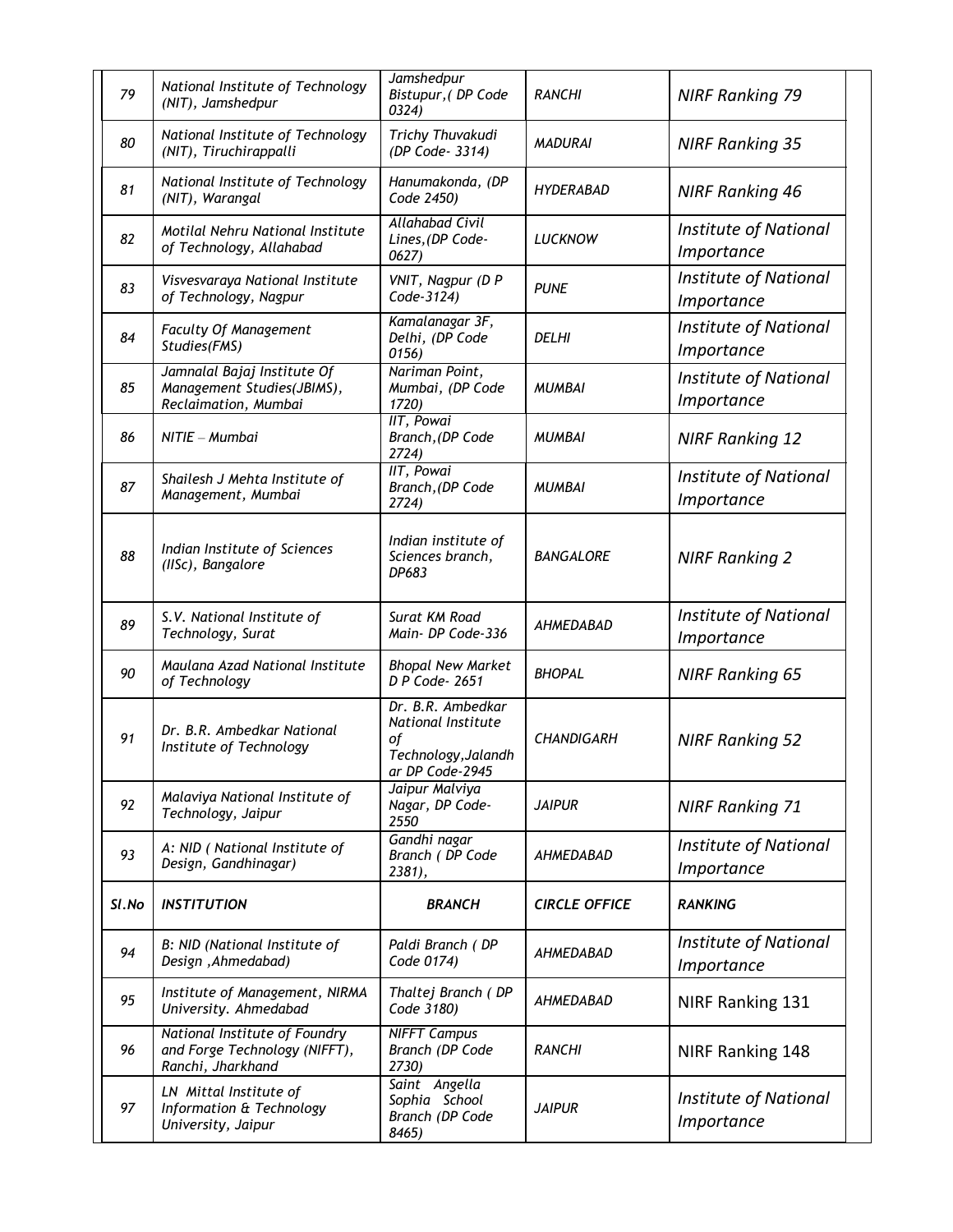| 79 | *National Institute of Technology (NIT), Jamshedpur* | *Jamshedpur Bistupur,( DP Code 0324)* | *RANCHI* | *NIRF Ranking 79* |
|---|---|---|---|---|
| 80 | *National Institute of Technology (NIT), Tiruchirappalli* | *Trichy Thuvakudi (DP Code- 3314)* | *MADURAI* | *NIRF Ranking 35* |
| 81 | *National Institute of Technology (NIT), Warangal* | *Hanumakonda, (DP Code 2450)* | *HYDERABAD* | *NIRF Ranking 46* |
| 82 | *Motilal Nehru National Institute of Technology, Allahabad* | *Allahabad Civil Lines,(DP Code-0627)* | *LUCKNOW* | *Institute of National Importance* |
| 83 | *Visvesvaraya National Institute of Technology, Nagpur* | *VNIT, Nagpur (D P Code-3124)* | *PUNE* | *Institute of National Importance* |
| 84 | *Faculty Of Management Studies(FMS)* | *Kamalanagar 3F, Delhi, (DP Code 0156)* | *DELHI* | *Institute of National Importance* |
| 85 | *Jamnalal Bajaj Institute Of Management Studies(JBIMS), Reclaimation, Mumbai* | *Nariman Point, Mumbai, (DP Code 1720)* | *MUMBAI* | *Institute of National Importance* |
| 86 | *NITIE – Mumbai* | *IIT, Powai Branch,(DP Code 2724)* | *MUMBAI* | *NIRF Ranking 12* |
| 87 | *Shailesh J Mehta Institute of Management, Mumbai* | *IIT, Powai Branch,(DP Code 2724)* | *MUMBAI* | *Institute of National Importance* |
| 88 | *Indian Institute of Sciences (IISc), Bangalore* | *Indian institute of Sciences branch, DP683* | *BANGALORE* | *NIRF Ranking 2* |
| 89 | *S.V. National Institute of Technology, Surat* | *Surat KM Road Main- DP Code-336* | *AHMEDABAD* | *Institute of National Importance* |
| 90 | *Maulana Azad National Institute of Technology* | *Bhopal New Market D P Code- 2651* | *BHOPAL* | *NIRF Ranking 65* |
| 91 | *Dr. B.R. Ambedkar National Institute of Technology* | *Dr. B.R. Ambedkar National Institute of Technology,Jalandhar DP Code-2945* | *CHANDIGARH* | *NIRF Ranking 52* |
| 92 | *Malaviya National Institute of Technology, Jaipur* | *Jaipur Malviya Nagar, DP Code-2550* | *JAIPUR* | *NIRF Ranking 71* |
| 93 | *A: NID ( National Institute of Design, Gandhinagar)* | *Gandhi nagar Branch ( DP Code 2381),* | *AHMEDABAD* | *Institute of National Importance* |
| ***Sl.No*** | ***INSTITUTION*** | ***BRANCH*** | ***CIRCLE OFFICE*** | ***RANKING*** |
| 94 | *B: NID (National Institute of Design ,Ahmedabad)* | *Paldi Branch ( DP Code 0174)* | *AHMEDABAD* | *Institute of National Importance* |
| 95 | *Institute of Management, NIRMA University. Ahmedabad* | *Thaltej Branch ( DP Code 3180)* | *AHMEDABAD* | NIRF Ranking 131 |
| 96 | *National Institute of Foundry and Forge Technology (NIFFT), Ranchi, Jharkhand* | *NIFFT Campus Branch (DP Code 2730)* | *RANCHI* | NIRF Ranking 148 |
| 97 | *LN Mittal Institute of Information & Technology University, Jaipur* | *Saint Angella Sophia School Branch (DP Code 8465)* | *JAIPUR* | *Institute of National Importance* |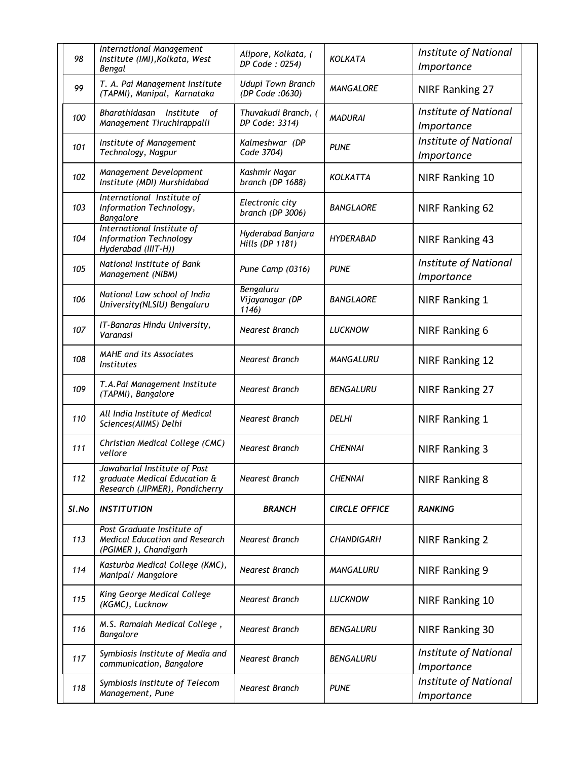| 98 | International Management Institute (IMI),Kolkata, West Bengal | Alipore, Kolkata, ( DP Code : 0254) | KOLKATA | Institute of National Importance |
|---|---|---|---|---|
| 99 | T. A. Pai Management Institute (TAPMI), Manipal, Karnataka | Udupi Town Branch (DP Code :0630) | MANGALORE | NIRF Ranking 27 |
| 100 | Bharathidasan Institute of Management Tiruchirappalli | Thuvakudi Branch, ( DP Code: 3314) | MADURAI | Institute of National Importance |
| 101 | Institute of Management Technology, Nagpur | Kalmeshwar (DP Code 3704) | PUNE | Institute of National Importance |
| 102 | Management Development Institute (MDI) Murshidabad | Kashmir Nagar branch (DP 1688) | KOLKATTA | NIRF Ranking 10 |
| 103 | International Institute of Information Technology, Bangalore | Electronic city branch (DP 3006) | BANGLAORE | NIRF Ranking 62 |
| 104 | International Institute of Information Technology Hyderabad (IIIT-H)) | Hyderabad Banjara Hills (DP 1181) | HYDERABAD | NIRF Ranking 43 |
| 105 | National Institute of Bank Management (NIBM) | Pune Camp (0316) | PUNE | Institute of National Importance |
| 106 | National Law school of India University(NLSIU) Bengaluru | Bengaluru Vijayanagar (DP 1146) | BANGLAORE | NIRF Ranking 1 |
| 107 | IT-Banaras Hindu University, Varanasi | Nearest Branch | LUCKNOW | NIRF Ranking 6 |
| 108 | MAHE and its Associates Institutes | Nearest Branch | MANGALURU | NIRF Ranking 12 |
| 109 | T.A.Pai Management Institute (TAPMI), Bangalore | Nearest Branch | BENGALURU | NIRF Ranking 27 |
| 110 | All India Institute of Medical Sciences(AIIMS) Delhi | Nearest Branch | DELHI | NIRF Ranking 1 |
| 111 | Christian Medical College (CMC) vellore | Nearest Branch | CHENNAI | NIRF Ranking 3 |
| 112 | Jawaharlal Institute of Post graduate Medical Education & Research (JIPMER), Pondicherry | Nearest Branch | CHENNAI | NIRF Ranking 8 |
| **Sl.No** | **INSTITUTION** | **BRANCH** | **CIRCLE OFFICE** | **RANKING** |
| 113 | Post Graduate Institute of Medical Education and Research (PGIMER ), Chandigarh | Nearest Branch | CHANDIGARH | NIRF Ranking 2 |
| 114 | Kasturba Medical College (KMC), Manipal/ Mangalore | Nearest Branch | MANGALURU | NIRF Ranking 9 |
| 115 | King George Medical College (KGMC), Lucknow | Nearest Branch | LUCKNOW | NIRF Ranking 10 |
| 116 | M.S. Ramaiah Medical College , Bangalore | Nearest Branch | BENGALURU | NIRF Ranking 30 |
| 117 | Symbiosis Institute of Media and communication, Bangalore | Nearest Branch | BENGALURU | Institute of National Importance |
| 118 | Symbiosis Institute of Telecom Management, Pune | Nearest Branch | PUNE | Institute of National Importance |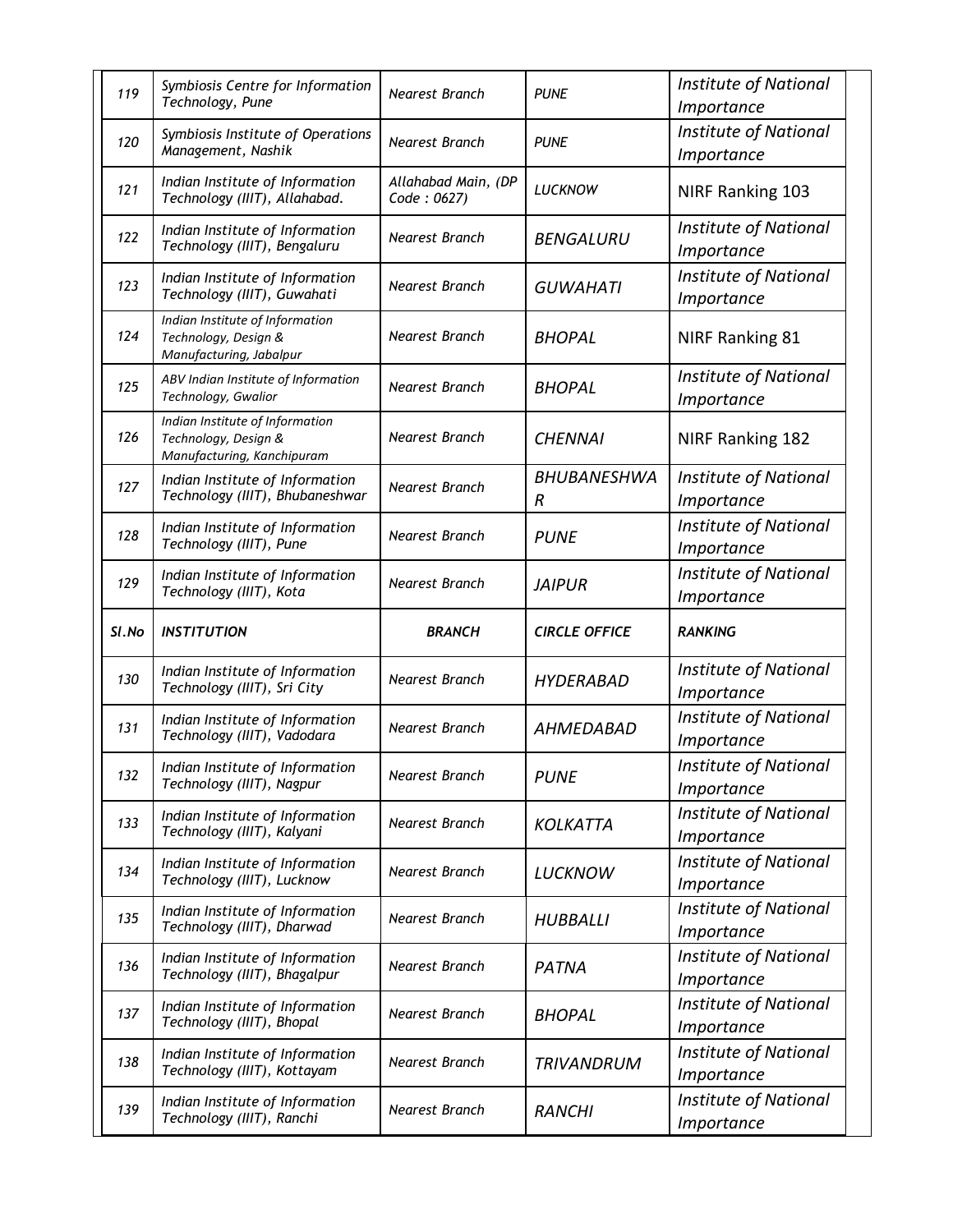| 119 | *Symbiosis Centre for Information Technology, Pune* | *Nearest Branch* | *PUNE* | *Institute of National Importance* |
|---|---|---|---|---|
| 120 | *Symbiosis Institute of Operations Management, Nashik* | *Nearest Branch* | *PUNE* | *Institute of National Importance* |
| 121 | *Indian Institute of Information Technology (IIIT), Allahabad.* | *Allahabad Main, (DP Code : 0627)* | *LUCKNOW* | NIRF Ranking 103 |
| 122 | *Indian Institute of Information Technology (IIIT), Bengaluru* | *Nearest Branch* | *BENGALURU* | *Institute of National Importance* |
| 123 | *Indian Institute of Information Technology (IIIT), Guwahati* | *Nearest Branch* | *GUWAHATI* | *Institute of National Importance* |
| 124 | *Indian Institute of Information Technology, Design & Manufacturing, Jabalpur* | *Nearest Branch* | *BHOPAL* | NIRF Ranking 81 |
| 125 | *ABV Indian Institute of Information Technology, Gwalior* | *Nearest Branch* | *BHOPAL* | *Institute of National Importance* |
| 126 | *Indian Institute of Information Technology, Design & Manufacturing, Kanchipuram* | *Nearest Branch* | *CHENNAI* | NIRF Ranking 182 |
| 127 | *Indian Institute of Information Technology (IIIT), Bhubaneshwar* | *Nearest Branch* | *BHUBANESHWAR* | *Institute of National Importance* |
| 128 | *Indian Institute of Information Technology (IIIT), Pune* | *Nearest Branch* | *PUNE* | *Institute of National Importance* |
| 129 | *Indian Institute of Information Technology (IIIT), Kota* | *Nearest Branch* | *JAIPUR* | *Institute of National Importance* |
| ***Sl.No*** | ***INSTITUTION*** | ***BRANCH*** | ***CIRCLE OFFICE*** | ***RANKING*** |
| 130 | *Indian Institute of Information Technology (IIIT), Sri City* | *Nearest Branch* | *HYDERABAD* | *Institute of National Importance* |
| 131 | *Indian Institute of Information Technology (IIIT), Vadodara* | *Nearest Branch* | *AHMEDABAD* | *Institute of National Importance* |
| 132 | *Indian Institute of Information Technology (IIIT), Nagpur* | *Nearest Branch* | *PUNE* | *Institute of National Importance* |
| 133 | *Indian Institute of Information Technology (IIIT), Kalyani* | *Nearest Branch* | *KOLKATTA* | *Institute of National Importance* |
| 134 | *Indian Institute of Information Technology (IIIT), Lucknow* | *Nearest Branch* | *LUCKNOW* | *Institute of National Importance* |
| 135 | *Indian Institute of Information Technology (IIIT), Dharwad* | *Nearest Branch* | *HUBBALLI* | *Institute of National Importance* |
| 136 | *Indian Institute of Information Technology (IIIT), Bhagalpur* | *Nearest Branch* | *PATNA* | *Institute of National Importance* |
| 137 | *Indian Institute of Information Technology (IIIT), Bhopal* | *Nearest Branch* | *BHOPAL* | *Institute of National Importance* |
| 138 | *Indian Institute of Information Technology (IIIT), Kottayam* | *Nearest Branch* | *TRIVANDRUM* | *Institute of National Importance* |
| 139 | *Indian Institute of Information Technology (IIIT), Ranchi* | *Nearest Branch* | *RANCHI* | *Institute of National Importance* |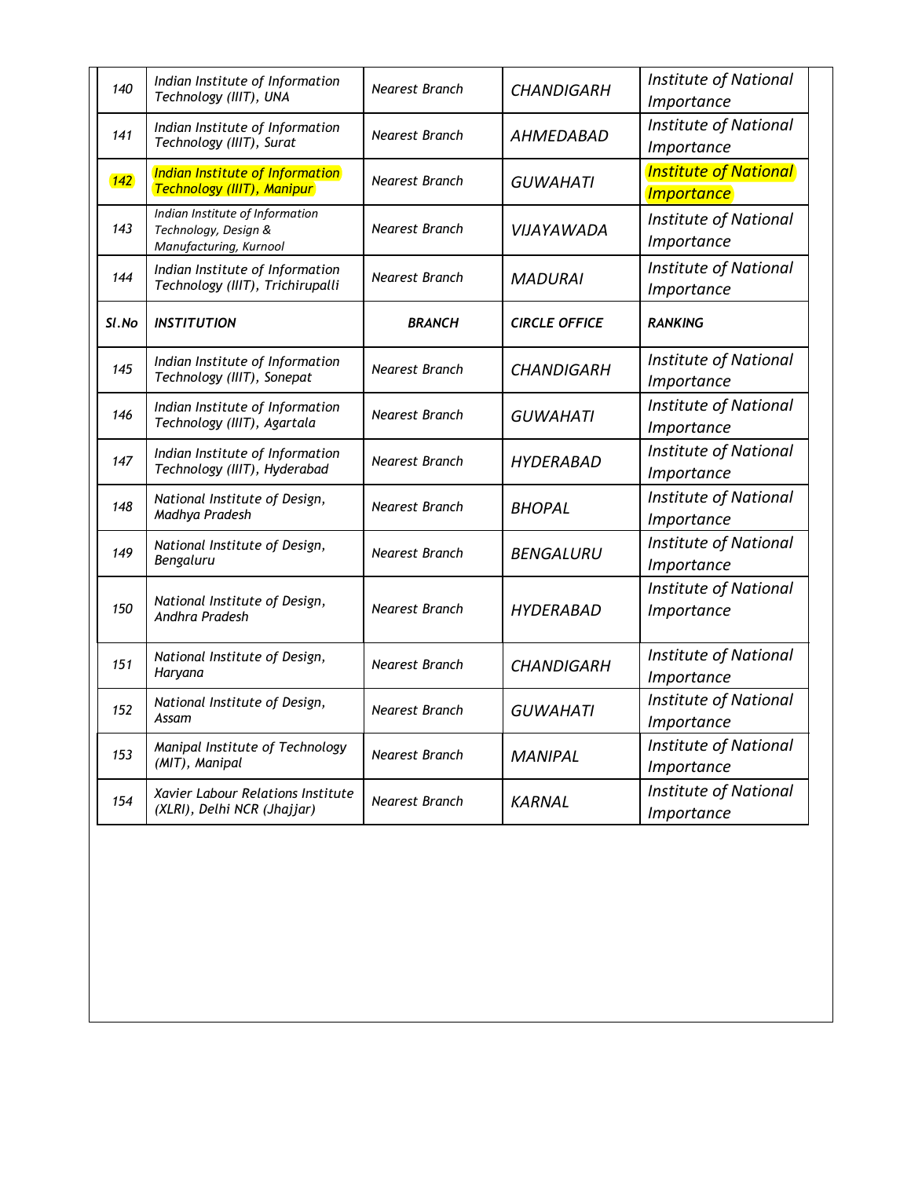| | | | | |
|---|---|---|---|---|
| 140 | Indian Institute of Information Technology (IIIT), UNA | Nearest Branch | CHANDIGARH | Institute of National Importance |
| 141 | Indian Institute of Information Technology (IIIT), Surat | Nearest Branch | AHMEDABAD | Institute of National Importance |
| 142 | Indian Institute of Information Technology (IIIT), Manipur | Nearest Branch | GUWAHATI | Institute of National Importance |
| 143 | Indian Institute of Information Technology, Design & Manufacturing, Kurnool | Nearest Branch | VIJAYAWADA | Institute of National Importance |
| 144 | Indian Institute of Information Technology (IIIT), Trichirupalli | Nearest Branch | MADURAI | Institute of National Importance |
| **Sl.No** | **INSTITUTION** | **BRANCH** | **CIRCLE OFFICE** | **RANKING** |
| 145 | Indian Institute of Information Technology (IIIT), Sonepat | Nearest Branch | CHANDIGARH | Institute of National Importance |
| 146 | Indian Institute of Information Technology (IIIT), Agartala | Nearest Branch | GUWAHATI | Institute of National Importance |
| 147 | Indian Institute of Information Technology (IIIT), Hyderabad | Nearest Branch | HYDERABAD | Institute of National Importance |
| 148 | National Institute of Design, Madhya Pradesh | Nearest Branch | BHOPAL | Institute of National Importance |
| 149 | National Institute of Design, Bengaluru | Nearest Branch | BENGALURU | Institute of National Importance |
| 150 | National Institute of Design, Andhra Pradesh | Nearest Branch | HYDERABAD | Institute of National Importance |
| 151 | National Institute of Design, Haryana | Nearest Branch | CHANDIGARH | Institute of National Importance |
| 152 | National Institute of Design, Assam | Nearest Branch | GUWAHATI | Institute of National Importance |
| 153 | Manipal Institute of Technology (MIT), Manipal | Nearest Branch | MANIPAL | Institute of National Importance |
| 154 | Xavier Labour Relations Institute (XLRI), Delhi NCR (Jhajjar) | Nearest Branch | KARNAL | Institute of National Importance |